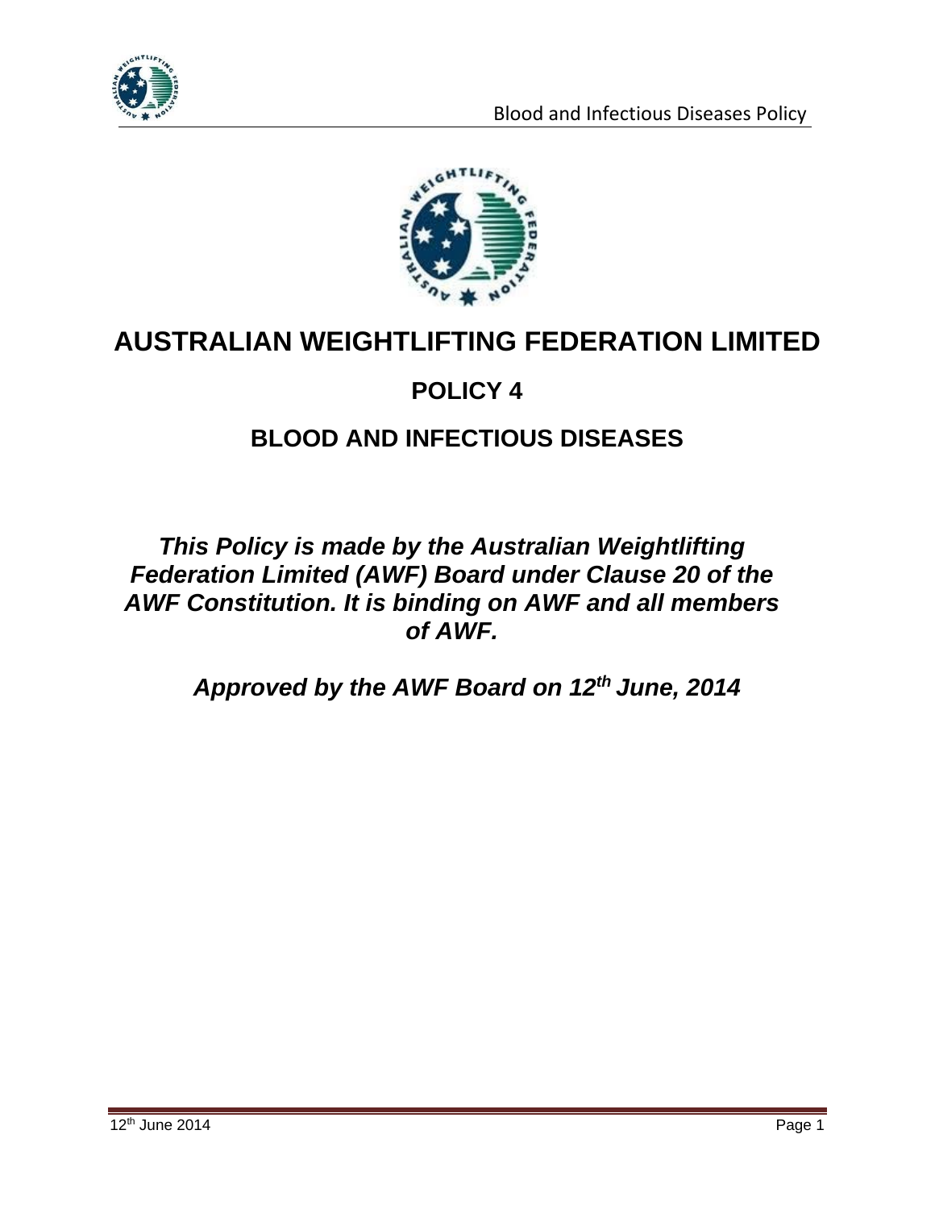# AUSTRALIAN WEIGHTLIFTING FEDERATION LIMITED

## POLICY 4

## BLOOD AND INFECTIOUS DISEASES

***This Policy is made by the Australian Weightlifting Federation Limited (AWF) Board under Clause 20 of the AWF Constitution. It is binding on AWF and all members of AWF.***

***Approved by the AWF Board on 12th June, 2014***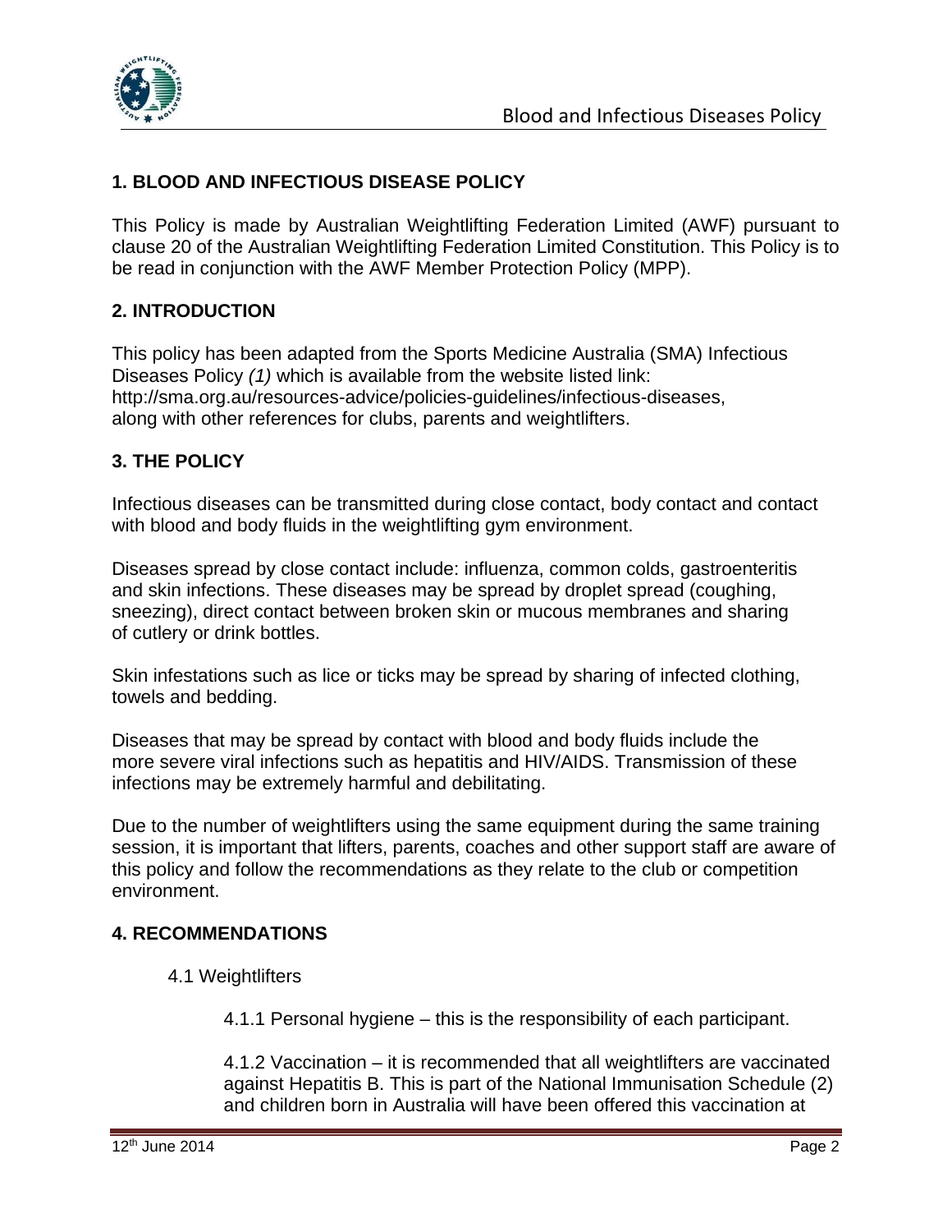## 1. BLOOD AND INFECTIOUS DISEASE POLICY

This Policy is made by Australian Weightlifting Federation Limited (AWF) pursuant to clause 20 of the Australian Weightlifting Federation Limited Constitution. This Policy is to be read in conjunction with the AWF Member Protection Policy (MPP).

## 2. INTRODUCTION

This policy has been adapted from the Sports Medicine Australia (SMA) Infectious Diseases Policy *(1)* which is available from the website listed link: http://sma.org.au/resources-advice/policies-guidelines/infectious-diseases, along with other references for clubs, parents and weightlifters.

## 3. THE POLICY

Infectious diseases can be transmitted during close contact, body contact and contact with blood and body fluids in the weightlifting gym environment.

Diseases spread by close contact include: influenza, common colds, gastroenteritis and skin infections. These diseases may be spread by droplet spread (coughing, sneezing), direct contact between broken skin or mucous membranes and sharing of cutlery or drink bottles.

Skin infestations such as lice or ticks may be spread by sharing of infected clothing, towels and bedding.

Diseases that may be spread by contact with blood and body fluids include the more severe viral infections such as hepatitis and HIV/AIDS. Transmission of these infections may be extremely harmful and debilitating.

Due to the number of weightlifters using the same equipment during the same training session, it is important that lifters, parents, coaches and other support staff are aware of this policy and follow the recommendations as they relate to the club or competition environment.

## 4. RECOMMENDATIONS

### 4.1 Weightlifters

4.1.1 Personal hygiene – this is the responsibility of each participant.

4.1.2 Vaccination – it is recommended that all weightlifters are vaccinated against Hepatitis B. This is part of the National Immunisation Schedule (2) and children born in Australia will have been offered this vaccination at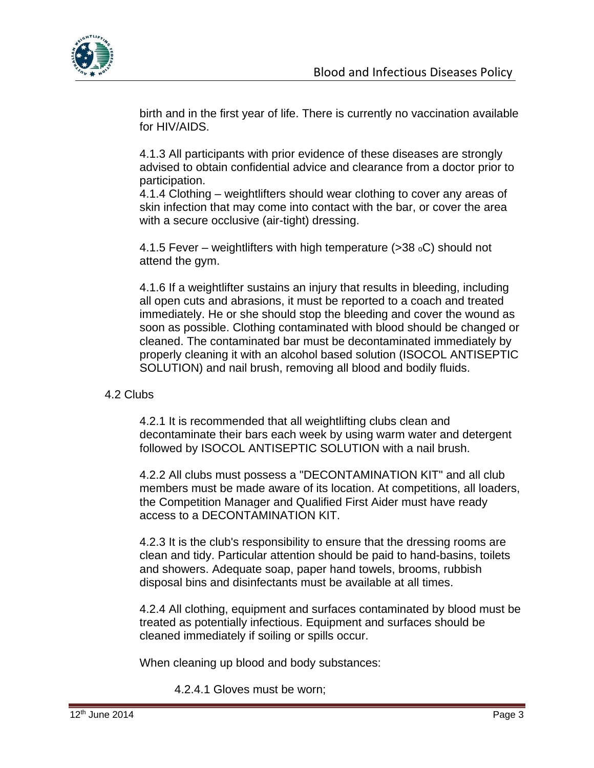birth and in the first year of life. There is currently no vaccination available for HIV/AIDS.

4.1.3 All participants with prior evidence of these diseases are strongly advised to obtain confidential advice and clearance from a doctor prior to participation.

4.1.4 Clothing – weightlifters should wear clothing to cover any areas of skin infection that may come into contact with the bar, or cover the area with a secure occlusive (air-tight) dressing.

4.1.5 Fever – weightlifters with high temperature (>38 oC) should not attend the gym.

4.1.6 If a weightlifter sustains an injury that results in bleeding, including all open cuts and abrasions, it must be reported to a coach and treated immediately. He or she should stop the bleeding and cover the wound as soon as possible. Clothing contaminated with blood should be changed or cleaned. The contaminated bar must be decontaminated immediately by properly cleaning it with an alcohol based solution (ISOCOL ANTISEPTIC SOLUTION) and nail brush, removing all blood and bodily fluids.

4.2 Clubs

4.2.1 It is recommended that all weightlifting clubs clean and decontaminate their bars each week by using warm water and detergent followed by ISOCOL ANTISEPTIC SOLUTION with a nail brush.

4.2.2 All clubs must possess a "DECONTAMINATION KIT" and all club members must be made aware of its location. At competitions, all loaders, the Competition Manager and Qualified First Aider must have ready access to a DECONTAMINATION KIT.

4.2.3 It is the club's responsibility to ensure that the dressing rooms are clean and tidy. Particular attention should be paid to hand-basins, toilets and showers. Adequate soap, paper hand towels, brooms, rubbish disposal bins and disinfectants must be available at all times.

4.2.4 All clothing, equipment and surfaces contaminated by blood must be treated as potentially infectious. Equipment and surfaces should be cleaned immediately if soiling or spills occur.

When cleaning up blood and body substances:

4.2.4.1 Gloves must be worn;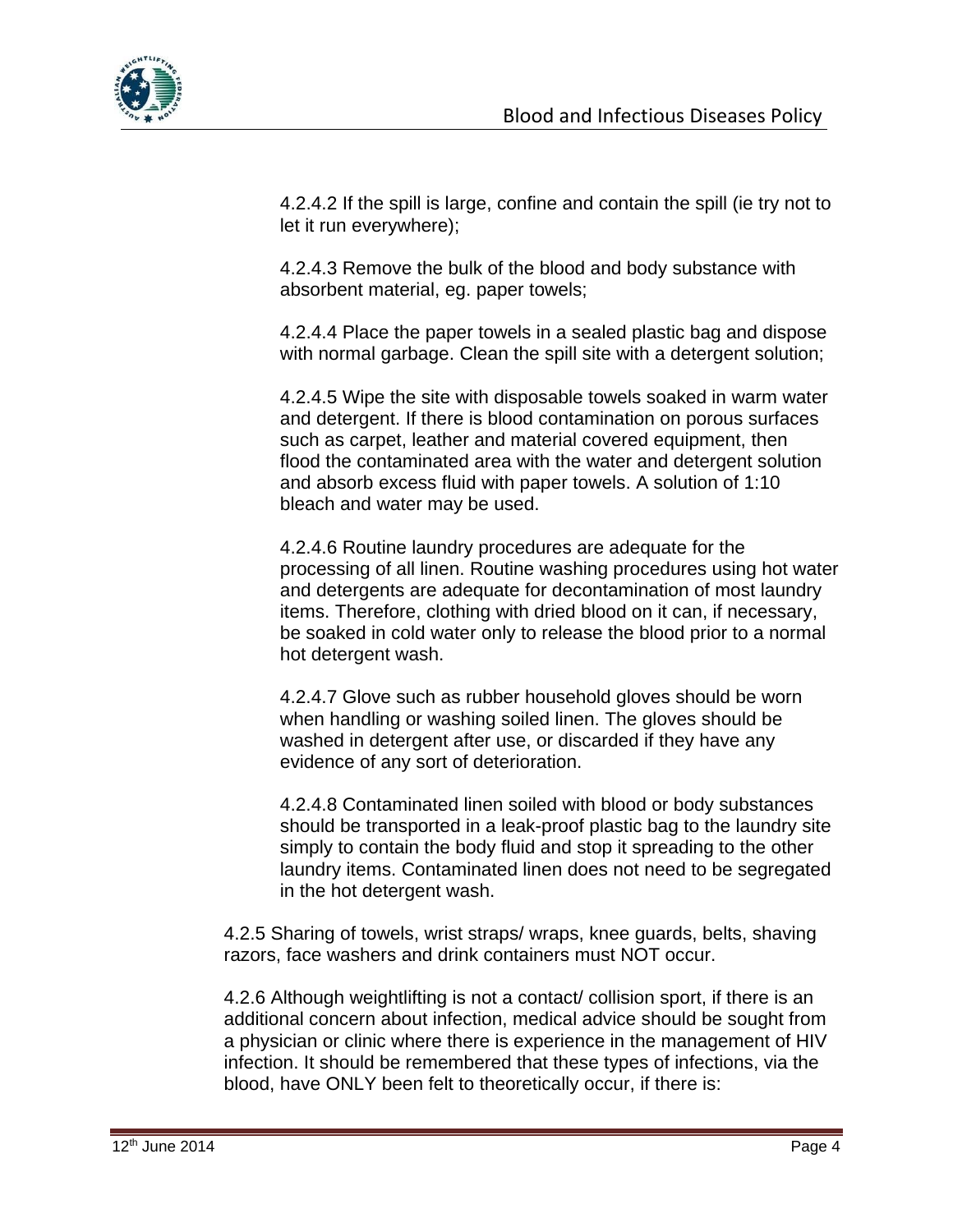4.2.4.2 If the spill is large, confine and contain the spill (ie try not to let it run everywhere);

4.2.4.3 Remove the bulk of the blood and body substance with absorbent material, eg. paper towels;

4.2.4.4 Place the paper towels in a sealed plastic bag and dispose with normal garbage. Clean the spill site with a detergent solution;

4.2.4.5 Wipe the site with disposable towels soaked in warm water and detergent. If there is blood contamination on porous surfaces such as carpet, leather and material covered equipment, then flood the contaminated area with the water and detergent solution and absorb excess fluid with paper towels. A solution of 1:10 bleach and water may be used.

4.2.4.6 Routine laundry procedures are adequate for the processing of all linen. Routine washing procedures using hot water and detergents are adequate for decontamination of most laundry items. Therefore, clothing with dried blood on it can, if necessary, be soaked in cold water only to release the blood prior to a normal hot detergent wash.

4.2.4.7 Glove such as rubber household gloves should be worn when handling or washing soiled linen. The gloves should be washed in detergent after use, or discarded if they have any evidence of any sort of deterioration.

4.2.4.8 Contaminated linen soiled with blood or body substances should be transported in a leak-proof plastic bag to the laundry site simply to contain the body fluid and stop it spreading to the other laundry items. Contaminated linen does not need to be segregated in the hot detergent wash.

4.2.5 Sharing of towels, wrist straps/ wraps, knee guards, belts, shaving razors, face washers and drink containers must NOT occur.

4.2.6 Although weightlifting is not a contact/ collision sport, if there is an additional concern about infection, medical advice should be sought from a physician or clinic where there is experience in the management of HIV infection. It should be remembered that these types of infections, via the blood, have ONLY been felt to theoretically occur, if there is: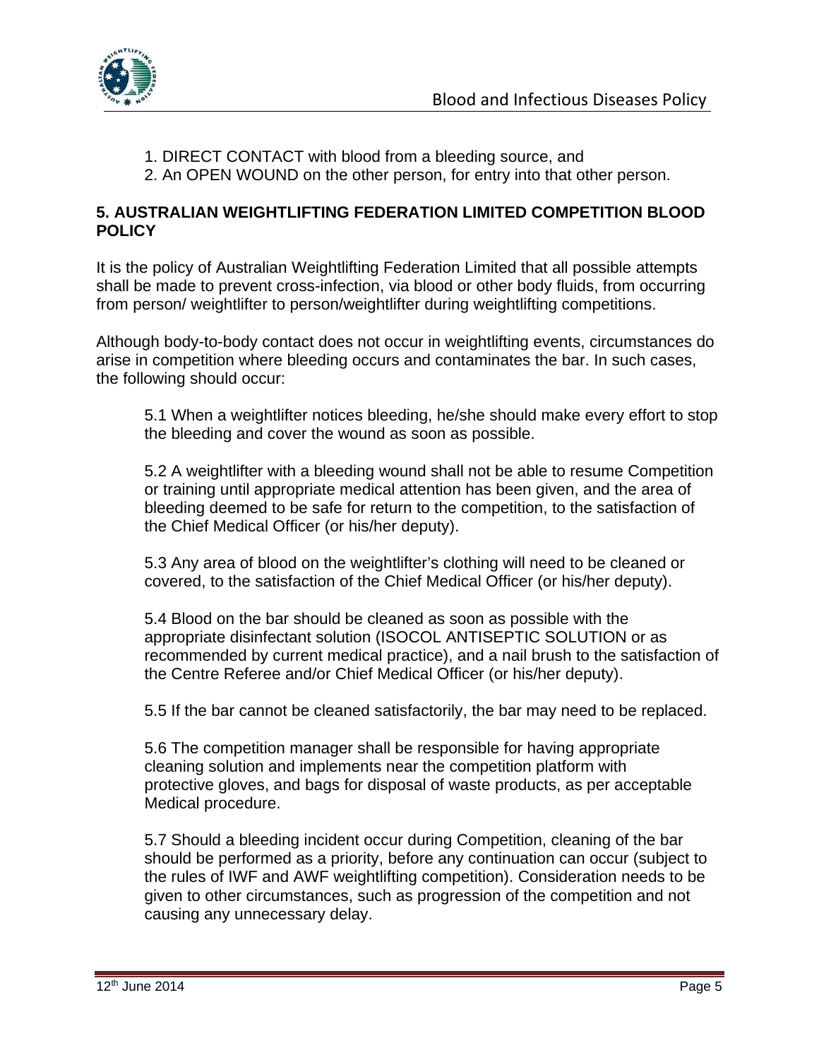1. DIRECT CONTACT with blood from a bleeding source, and
2. An OPEN WOUND on the other person, for entry into that other person.

## 5. AUSTRALIAN WEIGHTLIFTING FEDERATION LIMITED COMPETITION BLOOD POLICY

It is the policy of Australian Weightlifting Federation Limited that all possible attempts shall be made to prevent cross-infection, via blood or other body fluids, from occurring from person/ weightlifter to person/weightlifter during weightlifting competitions.

Although body-to-body contact does not occur in weightlifting events, circumstances do arise in competition where bleeding occurs and contaminates the bar. In such cases, the following should occur:

5.1 When a weightlifter notices bleeding, he/she should make every effort to stop the bleeding and cover the wound as soon as possible.

5.2 A weightlifter with a bleeding wound shall not be able to resume Competition or training until appropriate medical attention has been given, and the area of bleeding deemed to be safe for return to the competition, to the satisfaction of the Chief Medical Officer (or his/her deputy).

5.3 Any area of blood on the weightlifter's clothing will need to be cleaned or covered, to the satisfaction of the Chief Medical Officer (or his/her deputy).

5.4 Blood on the bar should be cleaned as soon as possible with the appropriate disinfectant solution (ISOCOL ANTISEPTIC SOLUTION or as recommended by current medical practice), and a nail brush to the satisfaction of the Centre Referee and/or Chief Medical Officer (or his/her deputy).

5.5 If the bar cannot be cleaned satisfactorily, the bar may need to be replaced.

5.6 The competition manager shall be responsible for having appropriate cleaning solution and implements near the competition platform with protective gloves, and bags for disposal of waste products, as per acceptable Medical procedure.

5.7 Should a bleeding incident occur during Competition, cleaning of the bar should be performed as a priority, before any continuation can occur (subject to the rules of IWF and AWF weightlifting competition). Consideration needs to be given to other circumstances, such as progression of the competition and not causing any unnecessary delay.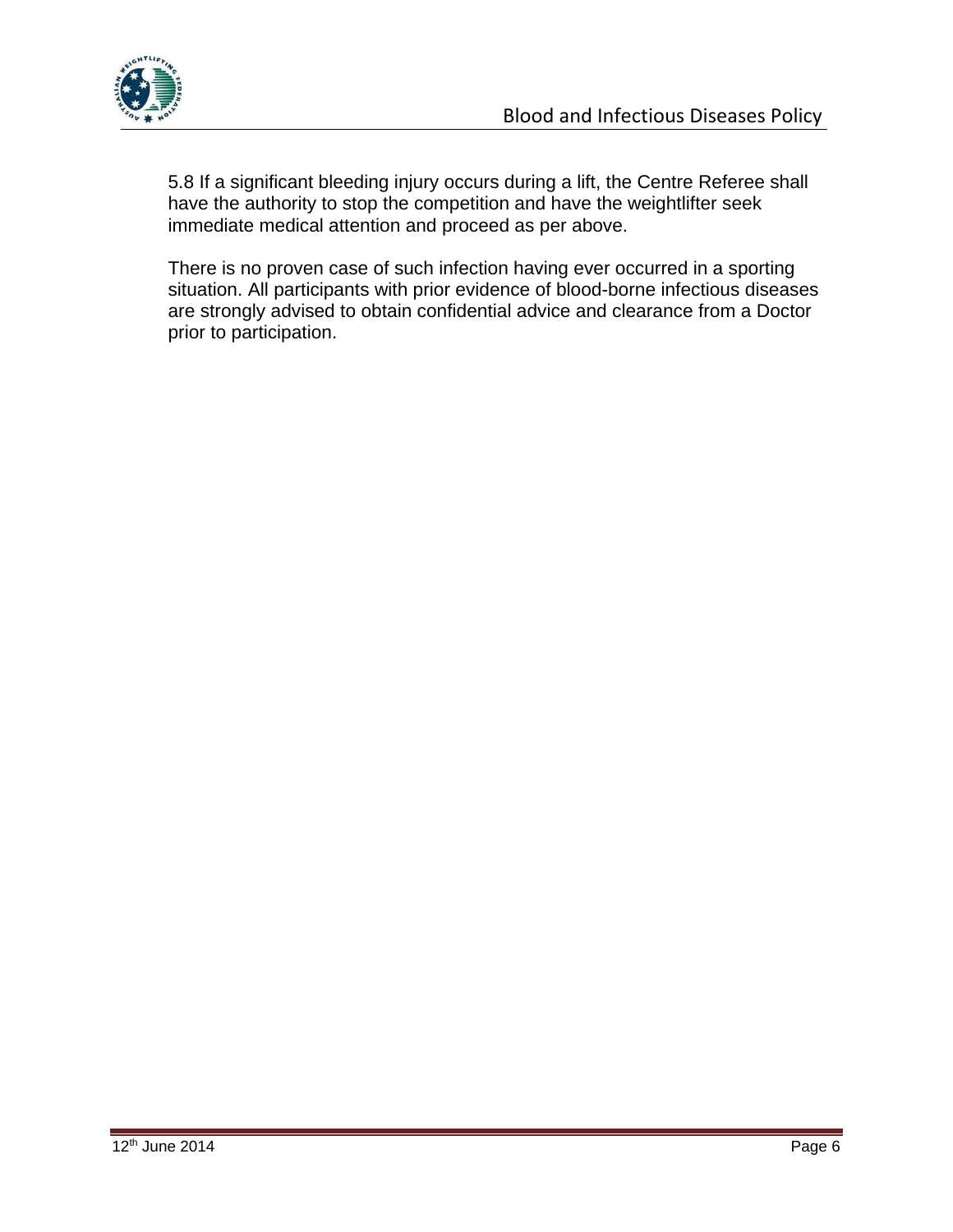5.8 If a significant bleeding injury occurs during a lift, the Centre Referee shall have the authority to stop the competition and have the weightlifter seek immediate medical attention and proceed as per above.

There is no proven case of such infection having ever occurred in a sporting situation. All participants with prior evidence of blood-borne infectious diseases are strongly advised to obtain confidential advice and clearance from a Doctor prior to participation.